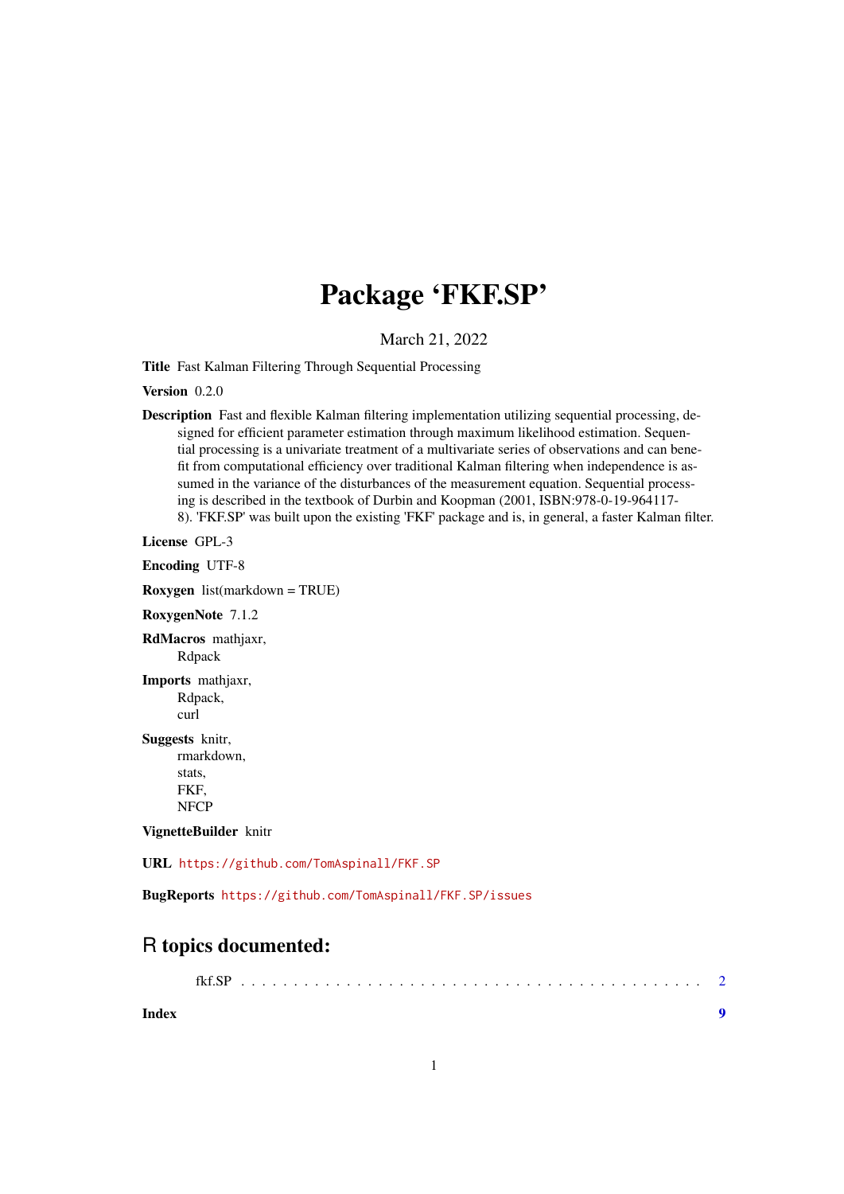# Package 'FKF.SP'

March 21, 2022

**Title** Fast Kalman Filtering Through Sequential Processing

**Version** 0.2.0

**Description** Fast and flexible Kalman filtering implementation utilizing sequential processing, designed for efficient parameter estimation through maximum likelihood estimation. Sequential processing is a univariate treatment of a multivariate series of observations and can benefit from computational efficiency over traditional Kalman filtering when independence is assumed in the variance of the disturbances of the measurement equation. Sequential processing is described in the textbook of Durbin and Koopman (2001, ISBN:978-0-19-964117-8). 'FKF.SP' was built upon the existing 'FKF' package and is, in general, a faster Kalman filter.

**License** GPL-3

**Encoding** UTF-8

**Roxygen** list(markdown = TRUE)

**RoxygenNote** 7.1.2

**RdMacros** mathjaxr,
Rdpack

**Imports** mathjaxr,
Rdpack,
curl

**Suggests** knitr,
rmarkdown,
stats,
FKF,
NFCP

**VignetteBuilder** knitr

**URL** https://github.com/TomAspinall/FKF.SP

**BugReports** https://github.com/TomAspinall/FKF.SP/issues

## R topics documented:

fkf.SP . . . . . . . . . . . . . . . . . . . . . . . . . . . . . . . . . . . . . . . . . . 2

**Index** **9**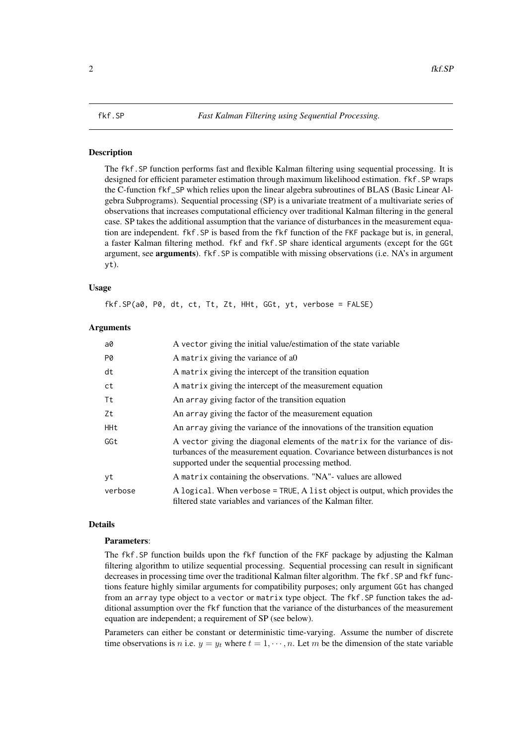fkf.SP — *Fast Kalman Filtering using Sequential Processing.*

## Description

The `fkf.SP` function performs fast and flexible Kalman filtering using sequential processing. It is designed for efficient parameter estimation through maximum likelihood estimation. `fkf.SP` wraps the C-function `fkf_SP` which relies upon the linear algebra subroutines of BLAS (Basic Linear Algebra Subprograms). Sequential processing (SP) is a univariate treatment of a multivariate series of observations that increases computational efficiency over traditional Kalman filtering in the general case. SP takes the additional assumption that the variance of disturbances in the measurement equation are independent. `fkf.SP` is based from the `fkf` function of the `FKF` package but is, in general, a faster Kalman filtering method. `fkf` and `fkf.SP` share identical arguments (except for the `GGt` argument, see **arguments**). `fkf.SP` is compatible with missing observations (i.e. NA's in argument `yt`).

## Usage

```
fkf.SP(a0, P0, dt, ct, Tt, Zt, HHt, GGt, yt, verbose = FALSE)
```

## Arguments

| | |
|---|---|
| `a0` | A `vector` giving the initial value/estimation of the state variable |
| `P0` | A `matrix` giving the variance of a0 |
| `dt` | A `matrix` giving the intercept of the transition equation |
| `ct` | A `matrix` giving the intercept of the measurement equation |
| `Tt` | An `array` giving factor of the transition equation |
| `Zt` | An `array` giving the factor of the measurement equation |
| `HHt` | An `array` giving the variance of the innovations of the transition equation |
| `GGt` | A `vector` giving the diagonal elements of the `matrix` for the variance of disturbances of the measurement equation. Covariance between disturbances is not supported under the sequential processing method. |
| `yt` | A `matrix` containing the observations. "NA"- values are allowed |
| `verbose` | A `logical`. When `verbose = TRUE`, A `list` object is output, which provides the filtered state variables and variances of the Kalman filter. |

## Details

### Parameters:

The `fkf.SP` function builds upon the `fkf` function of the `FKF` package by adjusting the Kalman filtering algorithm to utilize sequential processing. Sequential processing can result in significant decreases in processing time over the traditional Kalman filter algorithm. The `fkf.SP` and `fkf` functions feature highly similar arguments for compatibility purposes; only argument `GGt` has changed from an `array` type object to a `vector` or `matrix` type object. The `fkf.SP` function takes the additional assumption over the `fkf` function that the variance of the disturbances of the measurement equation are independent; a requirement of SP (see below).

Parameters can either be constant or deterministic time-varying. Assume the number of discrete time observations is $n$ i.e. $y = y_t$ where $t = 1, \cdots, n$. Let $m$ be the dimension of the state variable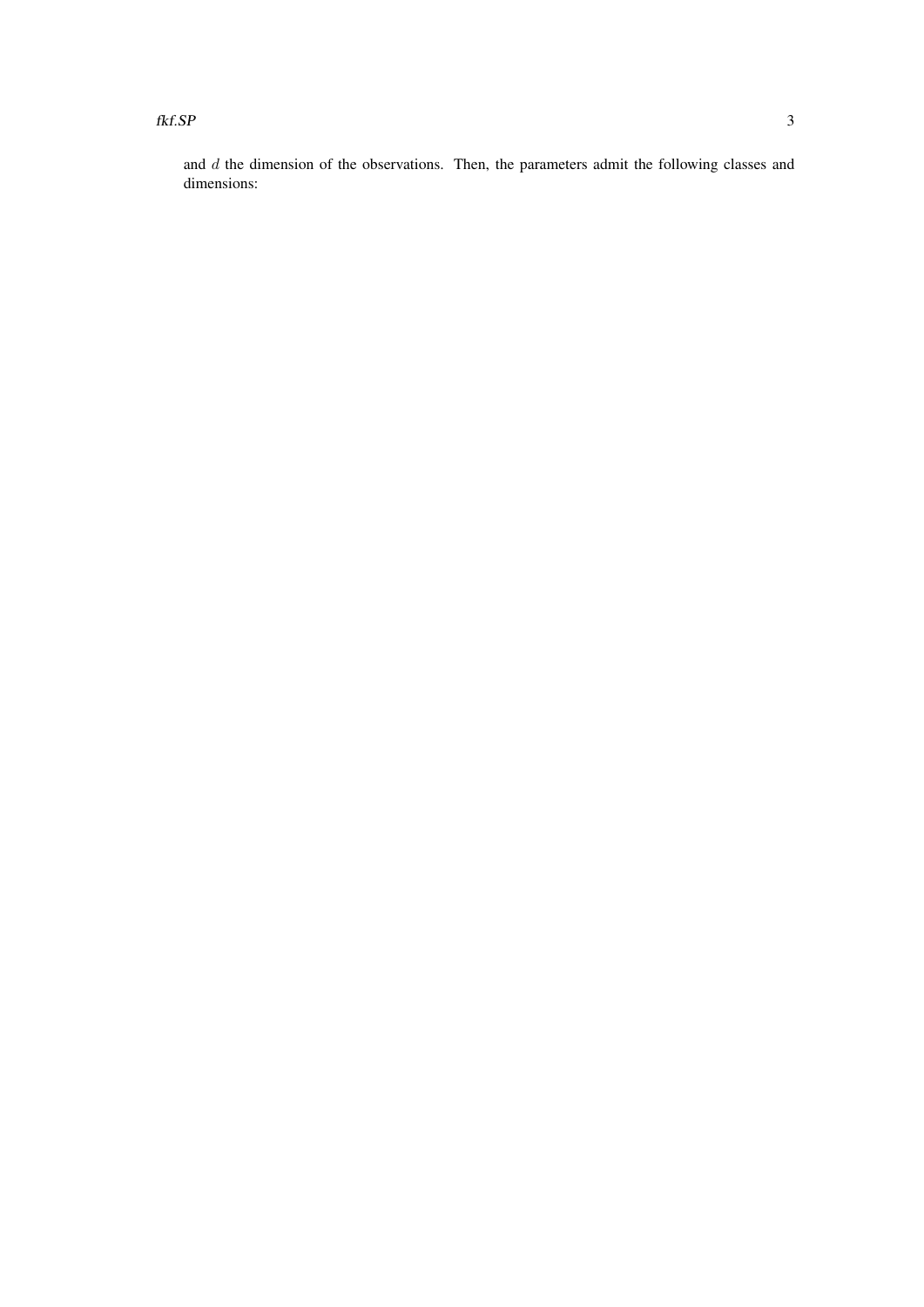and $d$ the dimension of the observations. Then, the parameters admit the following classes and dimensions: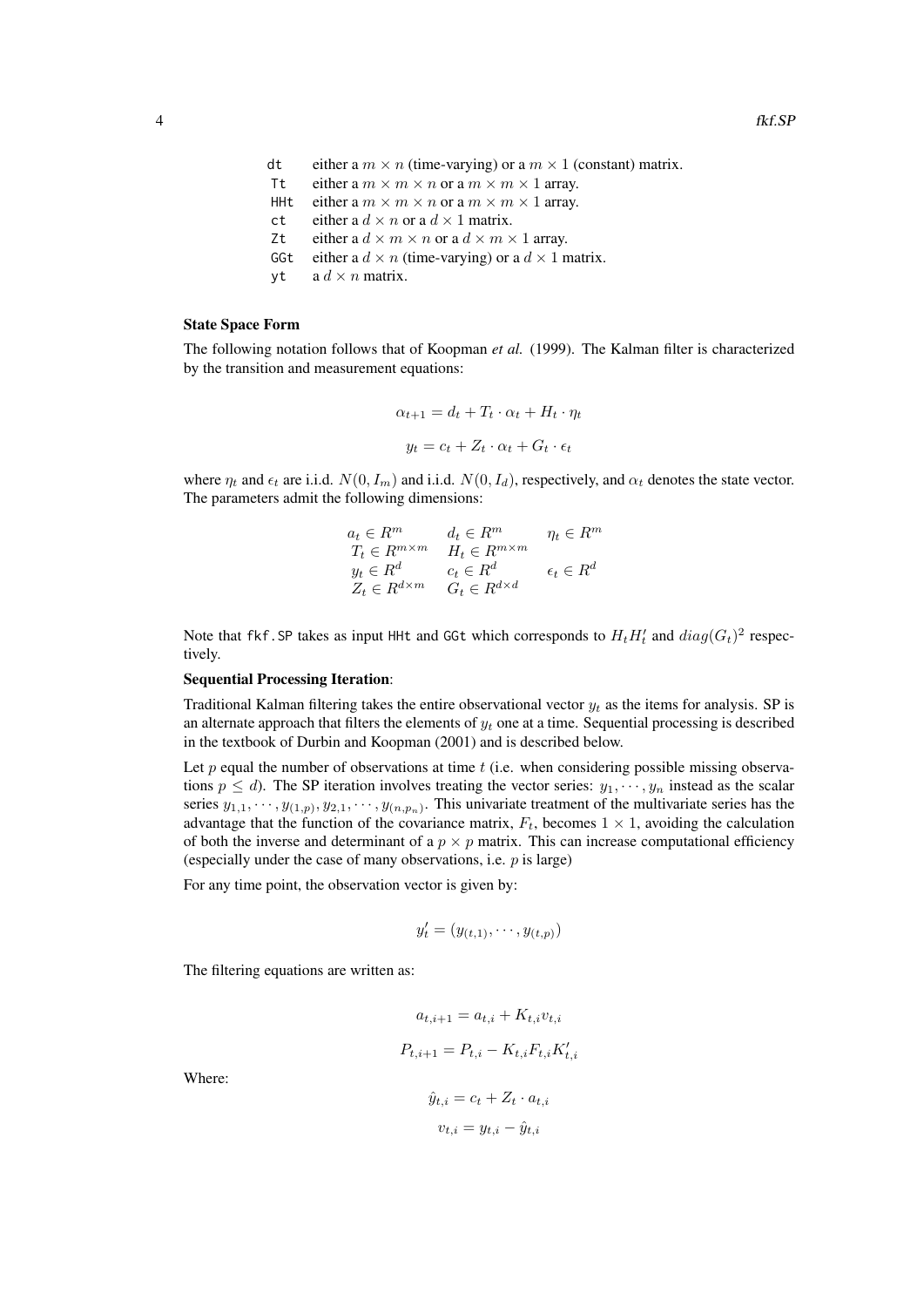`dt` either a $m \times n$ (time-varying) or a $m \times 1$ (constant) matrix.
`Tt` either a $m \times m \times n$ or a $m \times m \times 1$ array.
`HHt` either a $m \times m \times n$ or a $m \times m \times 1$ array.
`ct` either a $d \times n$ or a $d \times 1$ matrix.
`Zt` either a $d \times m \times n$ or a $d \times m \times 1$ array.
`GGt` either a $d \times n$ (time-varying) or a $d \times 1$ matrix.
`yt` a $d \times n$ matrix.

### State Space Form

The following notation follows that of Koopman *et al.* (1999). The Kalman filter is characterized by the transition and measurement equations:

$$\alpha_{t+1} = d_t + T_t \cdot \alpha_t + H_t \cdot \eta_t$$

$$y_t = c_t + Z_t \cdot \alpha_t + G_t \cdot \epsilon_t$$

where $\eta_t$ and $\epsilon_t$ are i.i.d. $N(0, I_m)$ and i.i.d. $N(0, I_d)$, respectively, and $\alpha_t$ denotes the state vector. The parameters admit the following dimensions:

$$\begin{array}{lll} a_t \in R^m & d_t \in R^m & \eta_t \in R^m \\ T_t \in R^{m \times m} & H_t \in R^{m \times m} & \\ y_t \in R^d & c_t \in R^d & \epsilon_t \in R^d \\ Z_t \in R^{d \times m} & G_t \in R^{d \times d} & \end{array}$$

Note that `fkf.SP` takes as input `HHt` and `GGt` which corresponds to $H_t H_t'$ and $diag(G_t)^2$ respectively.

### Sequential Processing Iteration:

Traditional Kalman filtering takes the entire observational vector $y_t$ as the items for analysis. SP is an alternate approach that filters the elements of $y_t$ one at a time. Sequential processing is described in the textbook of Durbin and Koopman (2001) and is described below.

Let $p$ equal the number of observations at time $t$ (i.e. when considering possible missing observations $p \leq d$). The SP iteration involves treating the vector series: $y_1, \cdots, y_n$ instead as the scalar series $y_{1,1}, \cdots, y_{(1,p)}, y_{2,1}, \cdots, y_{(n,p_n)}$. This univariate treatment of the multivariate series has the advantage that the function of the covariance matrix, $F_t$, becomes $1 \times 1$, avoiding the calculation of both the inverse and determinant of a $p \times p$ matrix. This can increase computational efficiency (especially under the case of many observations, i.e. $p$ is large)

For any time point, the observation vector is given by:

$$y_t' = (y_{(t,1)}, \cdots, y_{(t,p)})$$

The filtering equations are written as:

$$a_{t,i+1} = a_{t,i} + K_{t,i} v_{t,i}$$

$$P_{t,i+1} = P_{t,i} - K_{t,i} F_{t,i} K_{t,i}'$$

Where:

$$\hat{y}_{t,i} = c_t + Z_t \cdot a_{t,i}$$

$$v_{t,i} = y_{t,i} - \hat{y}_{t,i}$$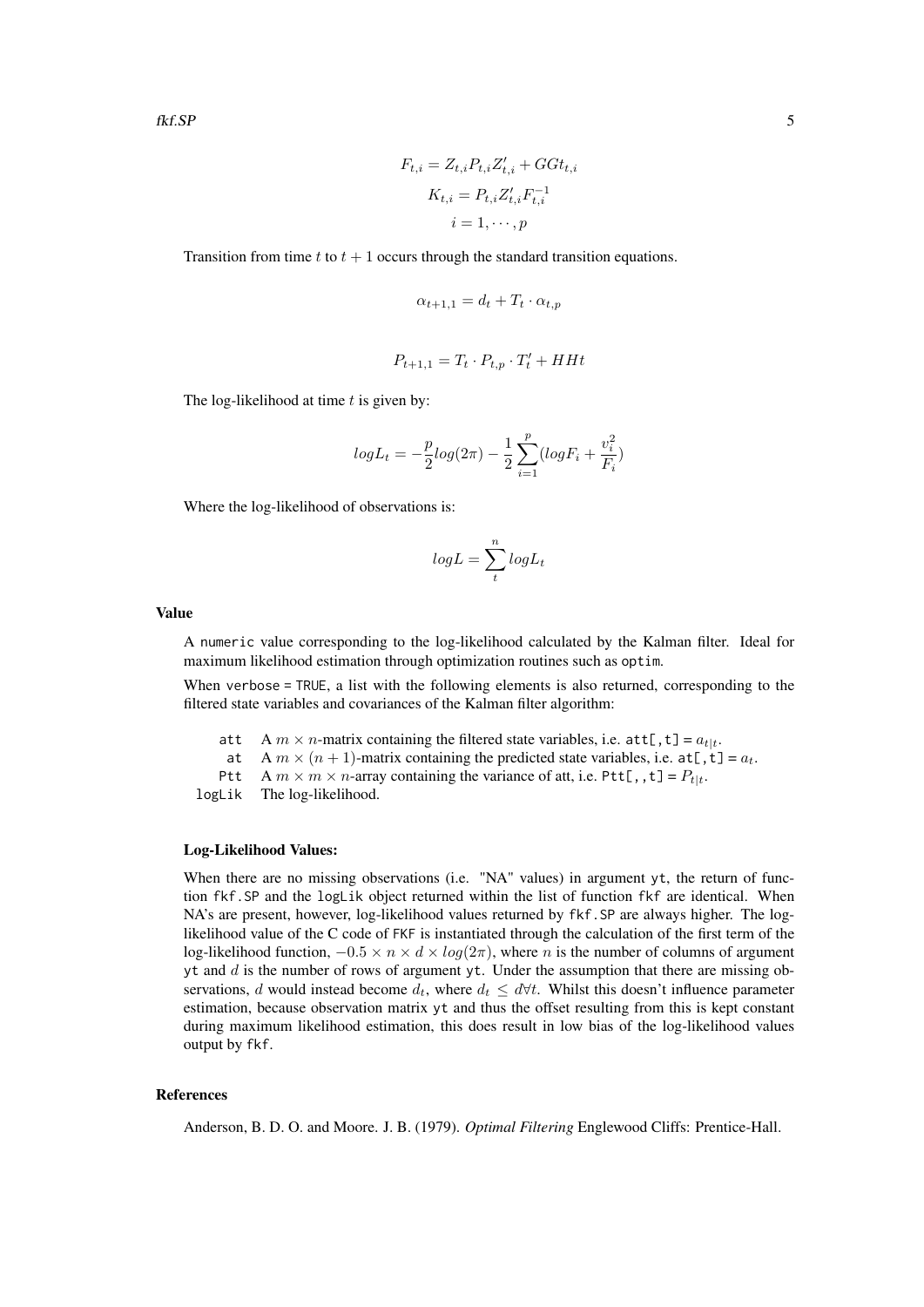$$F_{t,i} = Z_{t,i} P_{t,i} Z'_{t,i} + GGt_{t,i}$$

$$K_{t,i} = P_{t,i} Z'_{t,i} F^{-1}_{t,i}$$

$$i = 1, \cdots, p$$

Transition from time $t$ to $t + 1$ occurs through the standard transition equations.

$$\alpha_{t+1,1} = d_t + T_t \cdot \alpha_{t,p}$$

$$P_{t+1,1} = T_t \cdot P_{t,p} \cdot T'_t + HHt$$

The log-likelihood at time $t$ is given by:

$$logL_t = -\frac{p}{2} log(2\pi) - \frac{1}{2} \sum_{i=1}^{p} (log F_i + \frac{v_i^2}{F_i})$$

Where the log-likelihood of observations is:

$$logL = \sum_{t}^{n} logL_t$$

### Value

A numeric value corresponding to the log-likelihood calculated by the Kalman filter. Ideal for maximum likelihood estimation through optimization routines such as optim.

When verbose = TRUE, a list with the following elements is also returned, corresponding to the filtered state variables and covariances of the Kalman filter algorithm:

- **att** A $m \times n$-matrix containing the filtered state variables, i.e. att[,t] = $a_{t|t}$.
- **at** A $m \times (n + 1)$-matrix containing the predicted state variables, i.e. at[,t] = $a_t$.
- **Ptt** A $m \times m \times n$-array containing the variance of att, i.e. Ptt[,,t] = $P_{t|t}$.
- **logLik** The log-likelihood.

#### Log-Likelihood Values:

When there are no missing observations (i.e. "NA" values) in argument yt, the return of function fkf.SP and the logLik object returned within the list of function fkf are identical. When NA's are present, however, log-likelihood values returned by fkf.SP are always higher. The log-likelihood value of the C code of FKF is instantiated through the calculation of the first term of the log-likelihood function, $-0.5 \times n \times d \times log(2\pi)$, where $n$ is the number of columns of argument yt and $d$ is the number of rows of argument yt. Under the assumption that there are missing observations, $d$ would instead become $d_t$, where $d_t \leq d \forall t$. Whilst this doesn't influence parameter estimation, because observation matrix yt and thus the offset resulting from this is kept constant during maximum likelihood estimation, this does result in low bias of the log-likelihood values output by fkf.

### References

Anderson, B. D. O. and Moore. J. B. (1979). *Optimal Filtering* Englewood Cliffs: Prentice-Hall.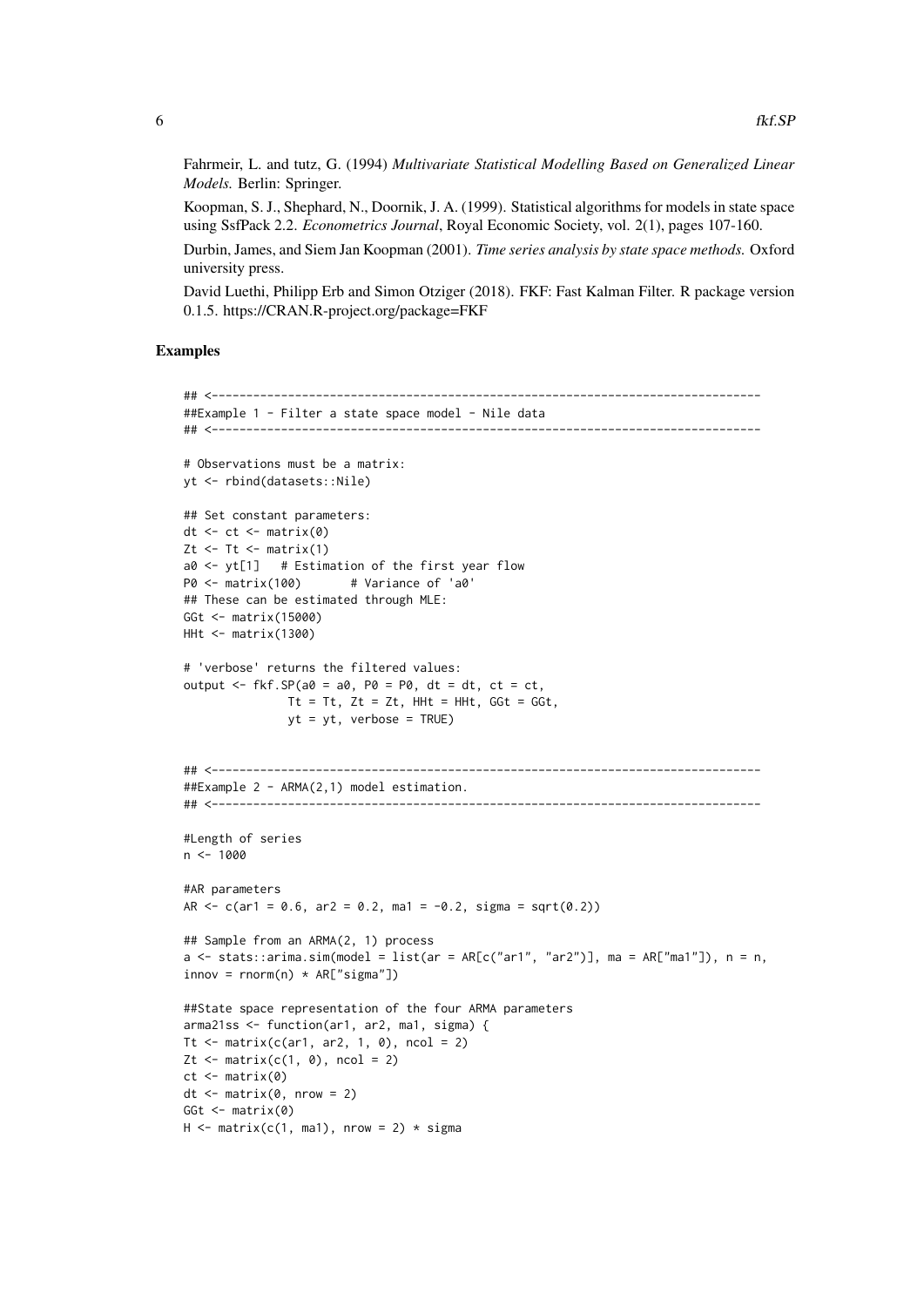Fahrmeir, L. and tutz, G. (1994) *Multivariate Statistical Modelling Based on Generalized Linear Models.* Berlin: Springer.

Koopman, S. J., Shephard, N., Doornik, J. A. (1999). Statistical algorithms for models in state space using SsfPack 2.2. *Econometrics Journal*, Royal Economic Society, vol. 2(1), pages 107-160.

Durbin, James, and Siem Jan Koopman (2001). *Time series analysis by state space methods.* Oxford university press.

David Luethi, Philipp Erb and Simon Otziger (2018). FKF: Fast Kalman Filter. R package version 0.1.5. https://CRAN.R-project.org/package=FKF

## Examples

```
## <-------------------------------------------------------------------------------
##Example 1 - Filter a state space model - Nile data
## <-------------------------------------------------------------------------------

# Observations must be a matrix:
yt <- rbind(datasets::Nile)

## Set constant parameters:
dt <- ct <- matrix(0)
Zt <- Tt <- matrix(1)
a0 <- yt[1]   # Estimation of the first year flow
P0 <- matrix(100)       # Variance of 'a0'
## These can be estimated through MLE:
GGt <- matrix(15000)
HHt <- matrix(1300)

# 'verbose' returns the filtered values:
output <- fkf.SP(a0 = a0, P0 = P0, dt = dt, ct = ct,
               Tt = Tt, Zt = Zt, HHt = HHt, GGt = GGt,
               yt = yt, verbose = TRUE)


## <-------------------------------------------------------------------------------
##Example 2 - ARMA(2,1) model estimation.
## <-------------------------------------------------------------------------------

#Length of series
n <- 1000

#AR parameters
AR <- c(ar1 = 0.6, ar2 = 0.2, ma1 = -0.2, sigma = sqrt(0.2))

## Sample from an ARMA(2, 1) process
a <- stats::arima.sim(model = list(ar = AR[c("ar1", "ar2")], ma = AR["ma1"]), n = n,
innov = rnorm(n) * AR["sigma"])

##State space representation of the four ARMA parameters
arma21ss <- function(ar1, ar2, ma1, sigma) {
Tt <- matrix(c(ar1, ar2, 1, 0), ncol = 2)
Zt <- matrix(c(1, 0), ncol = 2)
ct <- matrix(0)
dt <- matrix(0, nrow = 2)
GGt <- matrix(0)
H <- matrix(c(1, ma1), nrow = 2) * sigma
```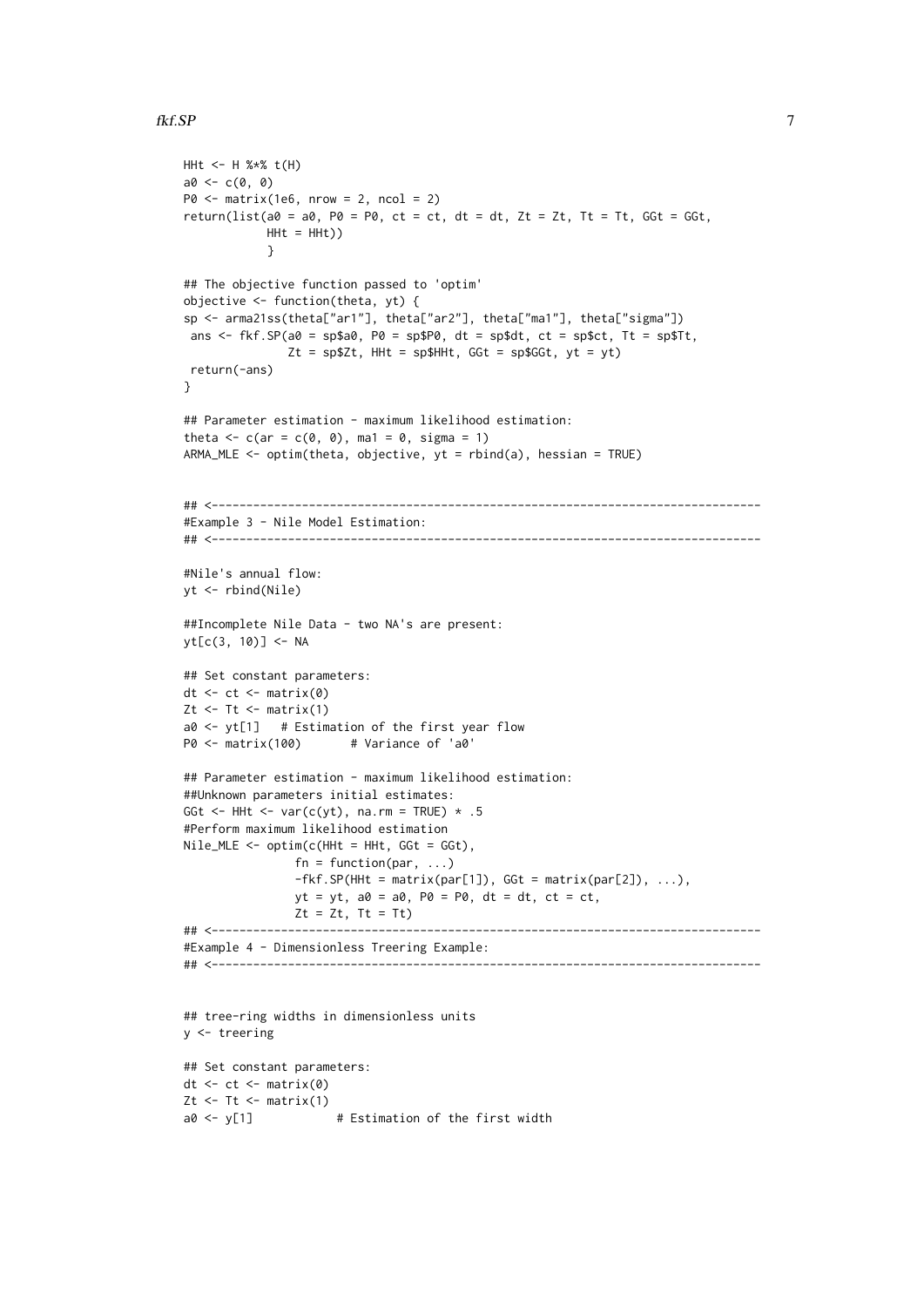```
HHt <- H %*% t(H)
a0 <- c(0, 0)
P0 <- matrix(1e6, nrow = 2, ncol = 2)
return(list(a0 = a0, P0 = P0, ct = ct, dt = dt, Zt = Zt, Tt = Tt, GGt = GGt,
            HHt = HHt))
            }

## The objective function passed to 'optim'
objective <- function(theta, yt) {
sp <- arma21ss(theta["ar1"], theta["ar2"], theta["ma1"], theta["sigma"])
 ans <- fkf.SP(a0 = sp$a0, P0 = sp$P0, dt = sp$dt, ct = sp$ct, Tt = sp$Tt,
              Zt = sp$Zt, HHt = sp$HHt, GGt = sp$GGt, yt = yt)
 return(-ans)
}

## Parameter estimation - maximum likelihood estimation:
theta <- c(ar = c(0, 0), ma1 = 0, sigma = 1)
ARMA_MLE <- optim(theta, objective, yt = rbind(a), hessian = TRUE)


## <--------------------------------------------------------------------------->
#Example 3 - Nile Model Estimation:
## <--------------------------------------------------------------------------->

#Nile's annual flow:
yt <- rbind(Nile)

##Incomplete Nile Data - two NA's are present:
yt[c(3, 10)] <- NA

## Set constant parameters:
dt <- ct <- matrix(0)
Zt <- Tt <- matrix(1)
a0 <- yt[1]   # Estimation of the first year flow
P0 <- matrix(100)       # Variance of 'a0'

## Parameter estimation - maximum likelihood estimation:
##Unknown parameters initial estimates:
GGt <- HHt <- var(c(yt), na.rm = TRUE) * .5
#Perform maximum likelihood estimation
Nile_MLE <- optim(c(HHt = HHt, GGt = GGt),
                fn = function(par, ...)
                -fkf.SP(HHt = matrix(par[1]), GGt = matrix(par[2]), ...),
                yt = yt, a0 = a0, P0 = P0, dt = dt, ct = ct,
                Zt = Zt, Tt = Tt)
## <--------------------------------------------------------------------------->
#Example 4 - Dimensionless Treering Example:
## <--------------------------------------------------------------------------->


## tree-ring widths in dimensionless units
y <- treering

## Set constant parameters:
dt <- ct <- matrix(0)
Zt <- Tt <- matrix(1)
a0 <- y[1]            # Estimation of the first width
```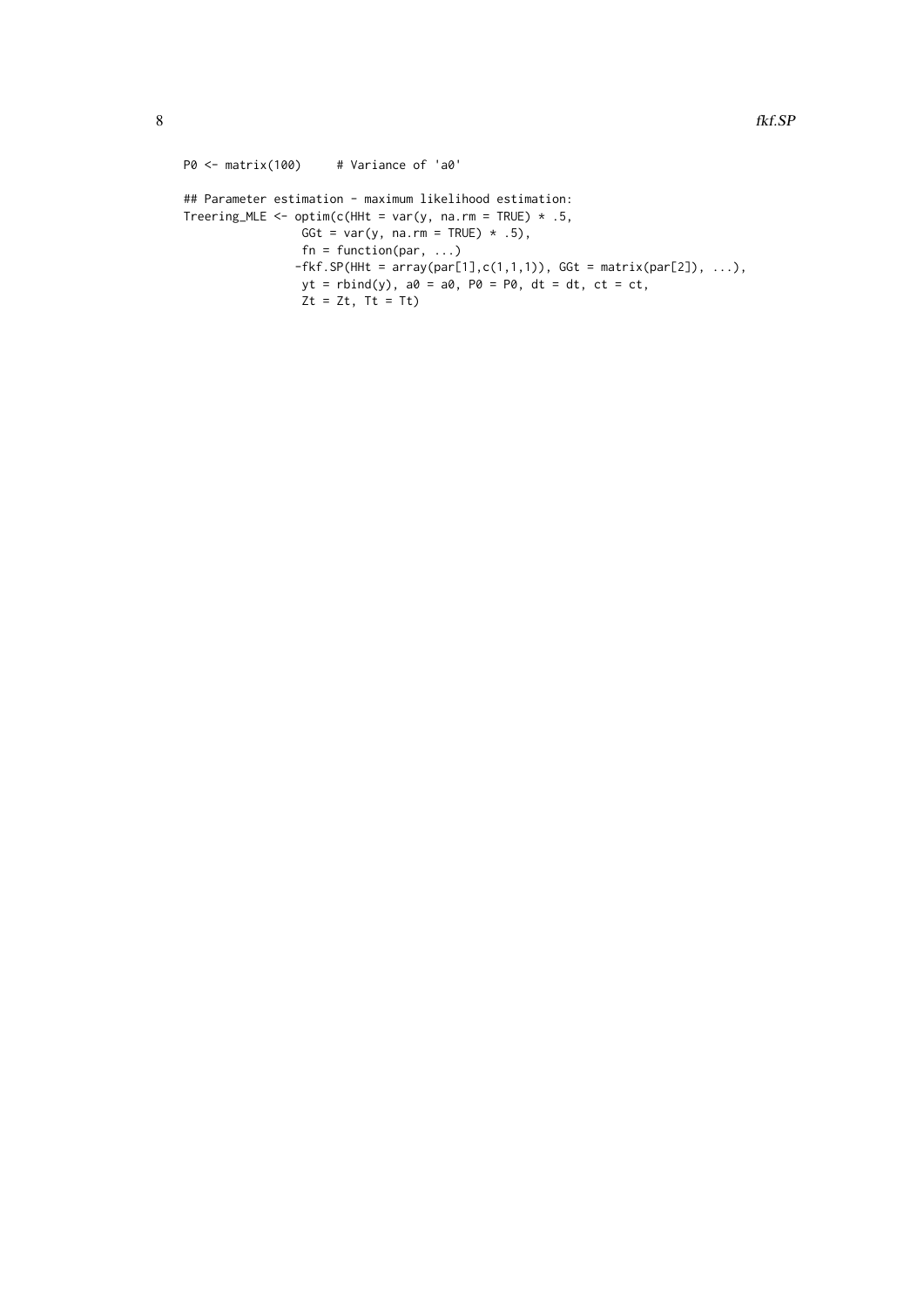```
P0 <- matrix(100)     # Variance of 'a0'

## Parameter estimation - maximum likelihood estimation:
Treering_MLE <- optim(c(HHt = var(y, na.rm = TRUE) * .5,
                 GGt = var(y, na.rm = TRUE) * .5),
                 fn = function(par, ...)
                -fkf.SP(HHt = array(par[1],c(1,1,1)), GGt = matrix(par[2]), ...),
                 yt = rbind(y), a0 = a0, P0 = P0, dt = dt, ct = ct,
                 Zt = Zt, Tt = Tt)
```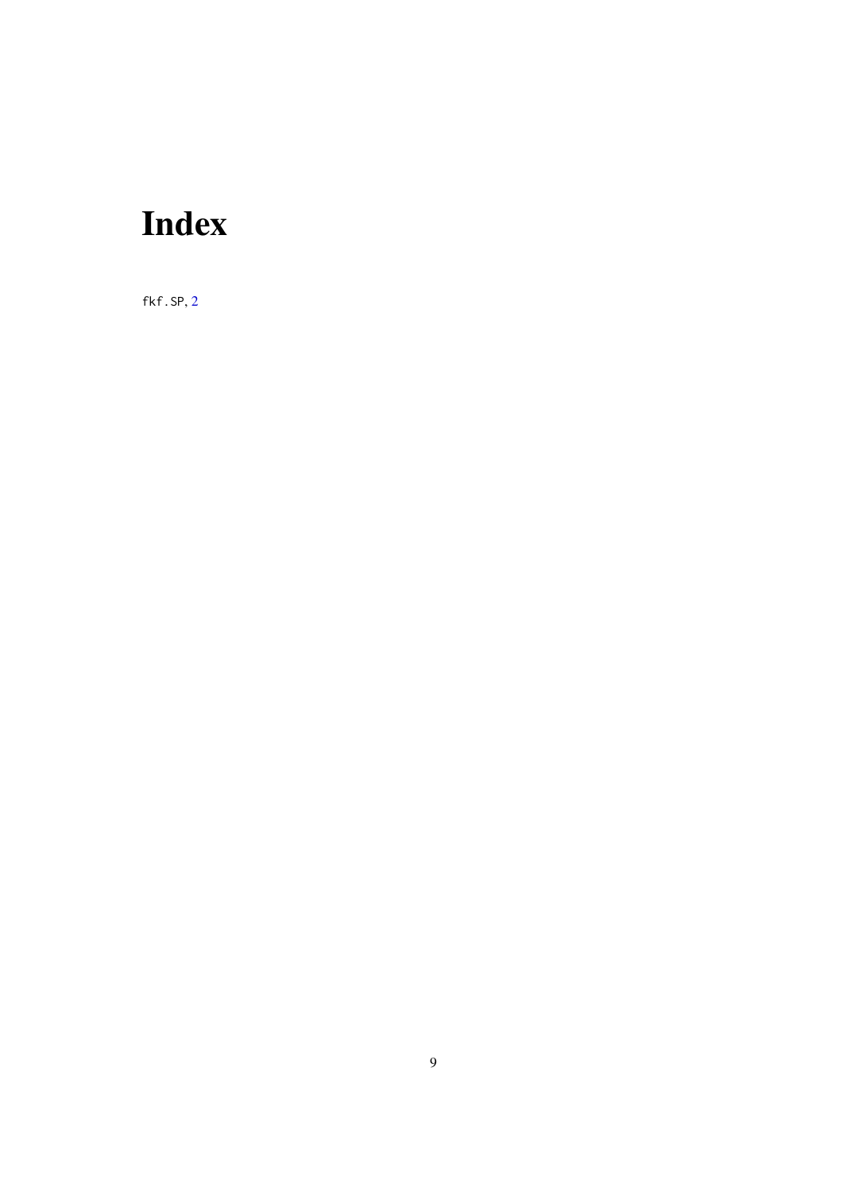# Index

fkf.SP, 2